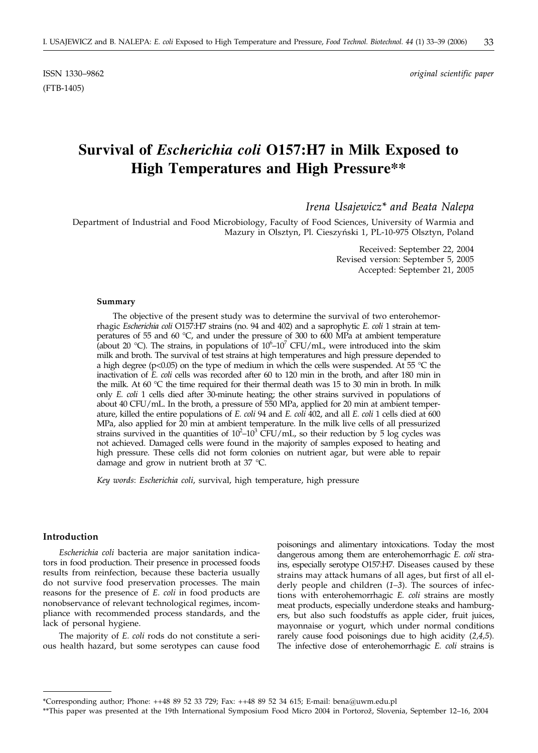ISSN 1330–9862 *original scientific paper*

(FTB-1405)

# Survival of *Escherichia coli* O157:H7 in Milk Exposed to High Temperatures and High Pressure**

*Irena Usajewicz\* and Beata Nalepa*

Department of Industrial and Food Microbiology, Faculty of Food Sciences, University of Warmia and Mazury in Olsztyn, Pl. Cieszyński 1, PL-10-975 Olsztyn, Poland

Received: September 22, 2004
Revised version: September 5, 2005
Accepted: September 21, 2005

### Summary

The objective of the present study was to determine the survival of two enterohemorrhagic *Escherichia coli* O157:H7 strains (no. 94 and 402) and a saprophytic *E. coli* 1 strain at temperatures of 55 and 60 °C, and under the pressure of 300 to 600 MPa at ambient temperature (about 20 °C). The strains, in populations of $10^6$–$10^7$ CFU/mL, were introduced into the skim milk and broth. The survival of test strains at high temperatures and high pressure depended to a high degree ($p<0.05$) on the type of medium in which the cells were suspended. At 55 °C the inactivation of *E. coli* cells was recorded after 60 to 120 min in the broth, and after 180 min in the milk. At 60 °C the time required for their thermal death was 15 to 30 min in broth. In milk only *E. coli* 1 cells died after 30-minute heating; the other strains survived in populations of about 40 CFU/mL. In the broth, a pressure of 550 MPa, applied for 20 min at ambient temperature, killed the entire populations of *E. coli* 94 and *E. coli* 402, and all *E. coli* 1 cells died at 600 MPa, also applied for 20 min at ambient temperature. In the milk live cells of all pressurized strains survived in the quantities of $10^2$–$10^3$ CFU/mL, so their reduction by 5 log cycles was not achieved. Damaged cells were found in the majority of samples exposed to heating and high pressure. These cells did not form colonies on nutrient agar, but were able to repair damage and grow in nutrient broth at 37 °C.

*Key words*: *Escherichia coli*, survival, high temperature, high pressure

### Introduction

*Escherichia coli* bacteria are major sanitation indicators in food production. Their presence in processed foods results from reinfection, because these bacteria usually do not survive food preservation processes. The main reasons for the presence of *E. coli* in food products are nonobservance of relevant technological regimes, incompliance with recommended process standards, and the lack of personal hygiene.

The majority of *E. coli* rods do not constitute a serious health hazard, but some serotypes can cause food poisonings and alimentary intoxications. Today the most dangerous among them are enterohemorrhagic *E. coli* strains, especially serotype O157:H7. Diseases caused by these strains may attack humans of all ages, but first of all elderly people and children (*1–3*). The sources of infections with enterohemorrhagic *E. coli* strains are mostly meat products, especially underdone steaks and hamburgers, but also such foodstuffs as apple cider, fruit juices, mayonnaise or yogurt, which under normal conditions rarely cause food poisonings due to high acidity (*2,4,5*). The infective dose of enterohemorrhagic *E. coli* strains is

---

\*Corresponding author; Phone: ++48 89 52 33 729; Fax: ++48 89 52 34 615; E-mail: bena@uwm.edu.pl

\*\*This paper was presented at the 19th International Symposium Food Micro 2004 in Portorož, Slovenia, September 12–16, 2004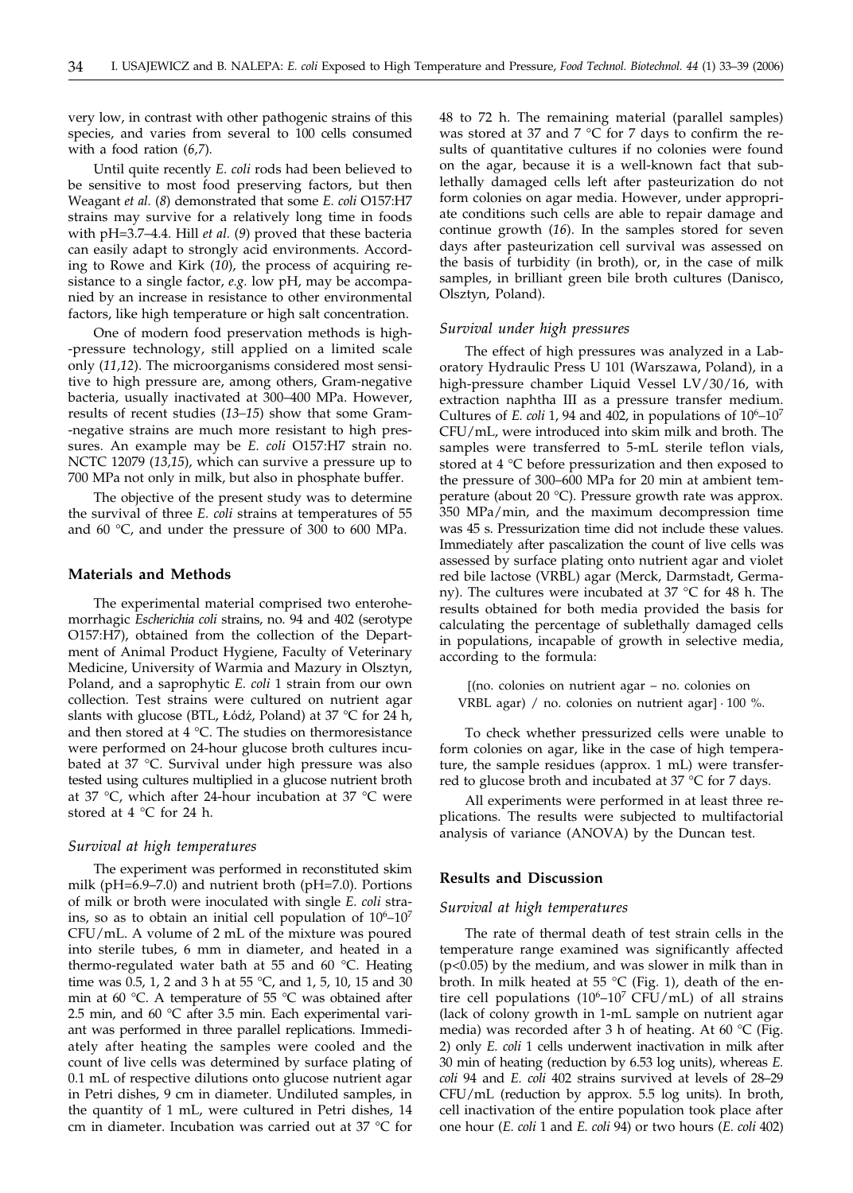very low, in contrast with other pathogenic strains of this species, and varies from several to 100 cells consumed with a food ration (*6,7*).

Until quite recently *E. coli* rods had been believed to be sensitive to most food preserving factors, but then Weagant *et al.* (*8*) demonstrated that some *E. coli* O157:H7 strains may survive for a relatively long time in foods with pH=3.7–4.4. Hill *et al.* (*9*) proved that these bacteria can easily adapt to strongly acid environments. According to Rowe and Kirk (*10*), the process of acquiring resistance to a single factor, *e.g.* low pH, may be accompanied by an increase in resistance to other environmental factors, like high temperature or high salt concentration.

One of modern food preservation methods is high-pressure technology, still applied on a limited scale only (*11,12*). The microorganisms considered most sensitive to high pressure are, among others, Gram-negative bacteria, usually inactivated at 300–400 MPa. However, results of recent studies (*13–15*) show that some Gram-negative strains are much more resistant to high pressures. An example may be *E. coli* O157:H7 strain no. NCTC 12079 (*13,15*), which can survive a pressure up to 700 MPa not only in milk, but also in phosphate buffer.

The objective of the present study was to determine the survival of three *E. coli* strains at temperatures of 55 and 60 °C, and under the pressure of 300 to 600 MPa.

## Materials and Methods

The experimental material comprised two enterohemorrhagic *Escherichia coli* strains, no. 94 and 402 (serotype O157:H7), obtained from the collection of the Department of Animal Product Hygiene, Faculty of Veterinary Medicine, University of Warmia and Mazury in Olsztyn, Poland, and a saprophytic *E. coli* 1 strain from our own collection. Test strains were cultured on nutrient agar slants with glucose (BTL, Łódź, Poland) at 37 °C for 24 h, and then stored at 4 °C. The studies on thermoresistance were performed on 24-hour glucose broth cultures incubated at 37 °C. Survival under high pressure was also tested using cultures multiplied in a glucose nutrient broth at 37 °C, which after 24-hour incubation at 37 °C were stored at 4 °C for 24 h.

### *Survival at high temperatures*

The experiment was performed in reconstituted skim milk (pH=6.9–7.0) and nutrient broth (pH=7.0). Portions of milk or broth were inoculated with single *E. coli* strains, so as to obtain an initial cell population of $10^6$–$10^7$ CFU/mL. A volume of 2 mL of the mixture was poured into sterile tubes, 6 mm in diameter, and heated in a thermo-regulated water bath at 55 and 60 °C. Heating time was 0.5, 1, 2 and 3 h at 55 °C, and 1, 5, 10, 15 and 30 min at 60 °C. A temperature of 55 °C was obtained after 2.5 min, and 60 °C after 3.5 min. Each experimental variant was performed in three parallel replications. Immediately after heating the samples were cooled and the count of live cells was determined by surface plating of 0.1 mL of respective dilutions onto glucose nutrient agar in Petri dishes, 9 cm in diameter. Undiluted samples, in the quantity of 1 mL, were cultured in Petri dishes, 14 cm in diameter. Incubation was carried out at 37 °C for 48 to 72 h. The remaining material (parallel samples) was stored at 37 and 7 °C for 7 days to confirm the results of quantitative cultures if no colonies were found on the agar, because it is a well-known fact that sublethally damaged cells left after pasteurization do not form colonies on agar media. However, under appropriate conditions such cells are able to repair damage and continue growth (*16*). In the samples stored for seven days after pasteurization cell survival was assessed on the basis of turbidity (in broth), or, in the case of milk samples, in brilliant green bile broth cultures (Danisco, Olsztyn, Poland).

### *Survival under high pressures*

The effect of high pressures was analyzed in a Laboratory Hydraulic Press U 101 (Warszawa, Poland), in a high-pressure chamber Liquid Vessel LV/30/16, with extraction naphtha III as a pressure transfer medium. Cultures of *E. coli* 1, 94 and 402, in populations of $10^6$–$10^7$ CFU/mL, were introduced into skim milk and broth. The samples were transferred to 5-mL sterile teflon vials, stored at 4 °C before pressurization and then exposed to the pressure of 300–600 MPa for 20 min at ambient temperature (about 20 °C). Pressure growth rate was approx. 350 MPa/min, and the maximum decompression time was 45 s. Pressurization time did not include these values. Immediately after pascalization the count of live cells was assessed by surface plating onto nutrient agar and violet red bile lactose (VRBL) agar (Merck, Darmstadt, Germany). The cultures were incubated at 37 °C for 48 h. The results obtained for both media provided the basis for calculating the percentage of sublethally damaged cells in populations, incapable of growth in selective media, according to the formula:

[(no. colonies on nutrient agar – no. colonies on VRBL agar) / no. colonies on nutrient agar] · 100 %.

To check whether pressurized cells were unable to form colonies on agar, like in the case of high temperature, the sample residues (approx. 1 mL) were transferred to glucose broth and incubated at 37 °C for 7 days.

All experiments were performed in at least three replications. The results were subjected to multifactorial analysis of variance (ANOVA) by the Duncan test.

## Results and Discussion

### *Survival at high temperatures*

The rate of thermal death of test strain cells in the temperature range examined was significantly affected ($p<0.05$) by the medium, and was slower in milk than in broth. In milk heated at 55 °C (Fig. 1), death of the entire cell populations ($10^6$–$10^7$ CFU/mL) of all strains (lack of colony growth in 1-mL sample on nutrient agar media) was recorded after 3 h of heating. At 60 °C (Fig. 2) only *E. coli* 1 cells underwent inactivation in milk after 30 min of heating (reduction by 6.53 log units), whereas *E. coli* 94 and *E. coli* 402 strains survived at levels of 28–29 CFU/mL (reduction by approx. 5.5 log units). In broth, cell inactivation of the entire population took place after one hour (*E. coli* 1 and *E. coli* 94) or two hours (*E. coli* 402)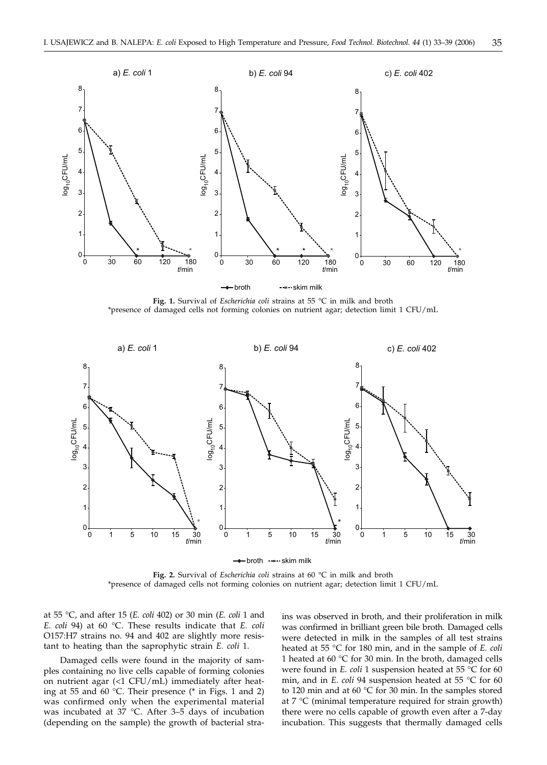**Fig. 1.** Survival of *Escherichia coli* strains at 55 °C in milk and broth
*presence of damaged cells not forming colonies on nutrient agar; detection limit 1 CFU/mL

**Fig. 2.** Survival of *Escherichia coli* strains at 60 °C in milk and broth
*presence of damaged cells not forming colonies on nutrient agar; detection limit 1 CFU/mL

at 55 °C, and after 15 (*E. coli* 402) or 30 min (*E. coli* 1 and *E. coli* 94) at 60 °C. These results indicate that *E. coli* O157:H7 strains no. 94 and 402 are slightly more resistant to heating than the saprophytic strain *E. coli* 1.

Damaged cells were found in the majority of samples containing no live cells capable of forming colonies on nutrient agar (<1 CFU/mL) immediately after heating at 55 and 60 °C. Their presence (* in Figs. 1 and 2) was confirmed only when the experimental material was incubated at 37 °C. After 3–5 days of incubation (depending on the sample) the growth of bacterial strains was observed in broth, and their proliferation in milk was confirmed in brilliant green bile broth. Damaged cells were detected in milk in the samples of all test strains heated at 55 °C for 180 min, and in the sample of *E. coli* 1 heated at 60 °C for 30 min. In the broth, damaged cells were found in *E. coli* 1 suspension heated at 55 °C for 60 min, and in *E. coli* 94 suspension heated at 55 °C for 60 to 120 min and at 60 °C for 30 min. In the samples stored at 7 °C (minimal temperature required for strain growth) there were no cells capable of growth even after a 7-day incubation. This suggests that thermally damaged cells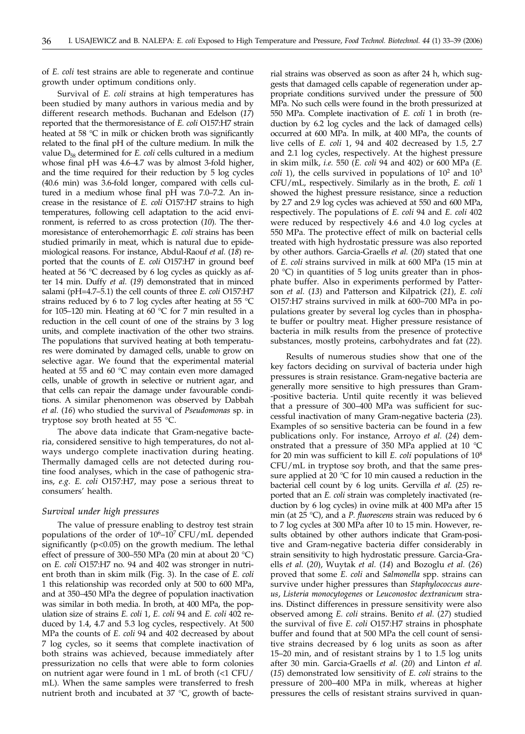of *E. coli* test strains are able to regenerate and continue growth under optimum conditions only.

Survival of *E. coli* strains at high temperatures has been studied by many authors in various media and by different research methods. Buchanan and Edelson (*17*) reported that the thermoresistance of *E. coli* O157:H7 strain heated at 58 °C in milk or chicken broth was significantly related to the final pH of the culture medium. In milk the value $D_{58}$ determined for *E. coli* cells cultured in a medium whose final pH was 4.6–4.7 was by almost 3-fold higher, and the time required for their reduction by 5 log cycles (40.6 min) was 3.6-fold longer, compared with cells cultured in a medium whose final pH was 7.0–7.2. An increase in the resistance of *E. coli* O157:H7 strains to high temperatures, following cell adaptation to the acid environment, is referred to as cross protection (*10*). The thermoresistance of enterohemorrhagic *E. coli* strains has been studied primarily in meat, which is natural due to epidemiological reasons. For instance, Abdul-Raouf *et al.* (*18*) reported that the counts of *E. coli* O157:H7 in ground beef heated at 56 °C decreased by 6 log cycles as quickly as after 14 min. Duffy *et al.* (*19*) demonstrated that in minced salami (pH=4.7–5.1) the cell counts of three *E. coli* O157:H7 strains reduced by 6 to 7 log cycles after heating at 55 °C for 105–120 min. Heating at 60 °C for 7 min resulted in a reduction in the cell count of one of the strains by 3 log units, and complete inactivation of the other two strains. The populations that survived heating at both temperatures were dominated by damaged cells, unable to grow on selective agar. We found that the experimental material heated at 55 and 60 °C may contain even more damaged cells, unable of growth in selective or nutrient agar, and that cells can repair the damage under favourable conditions. A similar phenomenon was observed by Dabbah *et al.* (*16*) who studied the survival of *Pseudomonas* sp. in tryptose soy broth heated at 55 °C.

The above data indicate that Gram-negative bacteria, considered sensitive to high temperatures, do not always undergo complete inactivation during heating. Thermally damaged cells are not detected during routine food analyses, which in the case of pathogenic strains, *e.g. E. coli* O157:H7, may pose a serious threat to consumers' health.

### *Survival under high pressures*

The value of pressure enabling to destroy test strain populations of the order of $10^6$–$10^7$ CFU/mL depended significantly ($p<0.05$) on the growth medium. The lethal effect of pressure of 300–550 MPa (20 min at about 20 °C) on *E. coli* O157:H7 no. 94 and 402 was stronger in nutrient broth than in skim milk (Fig. 3). In the case of *E. coli* 1 this relationship was recorded only at 500 to 600 MPa, and at 350–450 MPa the degree of population inactivation was similar in both media. In broth, at 400 MPa, the population size of strains *E. coli* 1, *E. coli* 94 and *E. coli* 402 reduced by 1.4, 4.7 and 5.3 log cycles, respectively. At 500 MPa the counts of *E. coli* 94 and 402 decreased by about 7 log cycles, so it seems that complete inactivation of both strains was achieved, because immediately after pressurization no cells that were able to form colonies on nutrient agar were found in 1 mL of broth (<1 CFU/mL). When the same samples were transferred to fresh nutrient broth and incubated at 37 °C, growth of bacterial strains was observed as soon as after 24 h, which suggests that damaged cells capable of regeneration under appropriate conditions survived under the pressure of 500 MPa. No such cells were found in the broth pressurized at 550 MPa. Complete inactivation of *E. coli* 1 in broth (reduction by 6.2 log cycles and the lack of damaged cells) occurred at 600 MPa. In milk, at 400 MPa, the counts of live cells of *E. coli* 1, 94 and 402 decreased by 1.5, 2.7 and 2.1 log cycles, respectively. At the highest pressure in skim milk, *i.e.* 550 (*E. coli* 94 and 402) or 600 MPa (*E. coli* 1), the cells survived in populations of $10^2$ and $10^3$ CFU/mL, respectively. Similarly as in the broth, *E. coli* 1 showed the highest pressure resistance, since a reduction by 2.7 and 2.9 log cycles was achieved at 550 and 600 MPa, respectively. The populations of *E. coli* 94 and *E. coli* 402 were reduced by respectively 4.6 and 4.0 log cycles at 550 MPa. The protective effect of milk on bacterial cells treated with high hydrostatic pressure was also reported by other authors. Garcia-Graells *et al.* (*20*) stated that one of *E. coli* strains survived in milk at 600 MPa (15 min at 20 °C) in quantities of 5 log units greater than in phosphate buffer. Also in experiments performed by Patterson *et al.* (*13*) and Patterson and Kilpatrick (*21*), *E. coli* O157:H7 strains survived in milk at 600–700 MPa in populations greater by several log cycles than in phosphate buffer or poultry meat. Higher pressure resistance of bacteria in milk results from the presence of protective substances, mostly proteins, carbohydrates and fat (*22*).

Results of numerous studies show that one of the key factors deciding on survival of bacteria under high pressures is strain resistance. Gram-negative bacteria are generally more sensitive to high pressures than Gram-positive bacteria. Until quite recently it was believed that a pressure of 300–400 MPa was sufficient for successful inactivation of many Gram-negative bacteria (*23*). Examples of so sensitive bacteria can be found in a few publications only. For instance, Arroyo *et al.* (*24*) demonstrated that a pressure of 350 MPa applied at 10 °C for 20 min was sufficient to kill *E. coli* populations of $10^8$ CFU/mL in tryptose soy broth, and that the same pressure applied at 20 °C for 10 min caused a reduction in the bacterial cell count by 6 log units. Gervilla *et al.* (*25*) reported that an *E. coli* strain was completely inactivated (reduction by 6 log cycles) in ovine milk at 400 MPa after 15 min (at 25 °C), and a *P. fluorescens* strain was reduced by 6 to 7 log cycles at 300 MPa after 10 to 15 min. However, results obtained by other authors indicate that Gram-positive and Gram-negative bacteria differ considerably in strain sensitivity to high hydrostatic pressure. Garcia-Graells *et al.* (*20*), Wuytak *et al.* (*14*) and Bozoglu *et al.* (*26*) proved that some *E. coli* and *Salmonella* spp. strains can survive under higher pressures than *Staphylococcus aureus*, *Listeria monocytogenes* or *Leuconostoc dextranicum* strains. Distinct differences in pressure sensitivity were also observed among *E. coli* strains. Benito *et al.* (*27*) studied the survival of five *E. coli* O157:H7 strains in phosphate buffer and found that at 500 MPa the cell count of sensitive strains decreased by 6 log units as soon as after 15–20 min, and of resistant strains by 1 to 1.5 log units after 30 min. Garcia-Graells *et al.* (*20*) and Linton *et al.* (*15*) demonstrated low sensitivity of *E. coli* strains to the pressure of 200–400 MPa in milk, whereas at higher pressures the cells of resistant strains survived in quan-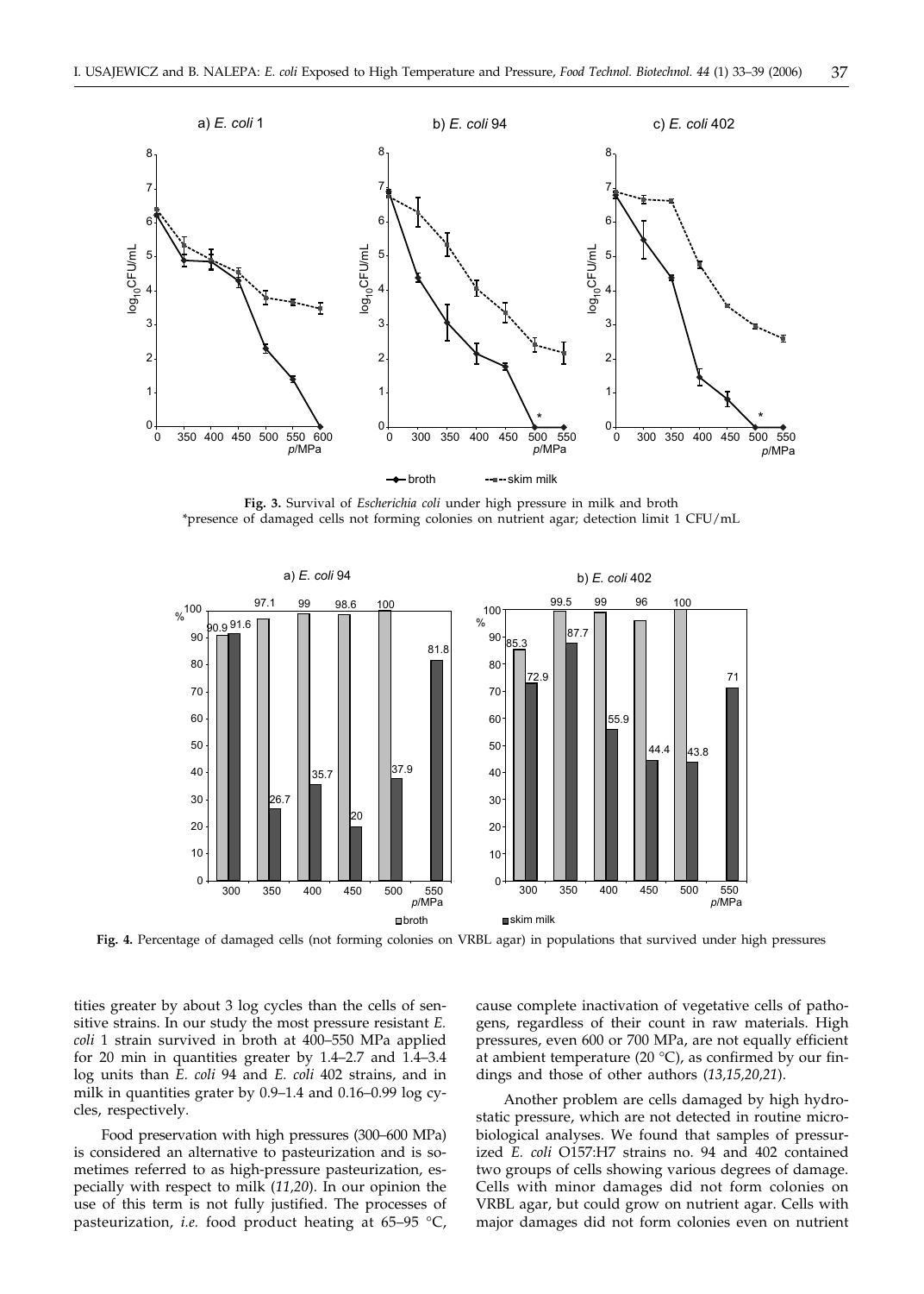**Fig. 3.** Survival of *Escherichia coli* under high pressure in milk and broth
*presence of damaged cells not forming colonies on nutrient agar; detection limit 1 CFU/mL

**Fig. 4.** Percentage of damaged cells (not forming colonies on VRBL agar) in populations that survived under high pressures

tities greater by about 3 log cycles than the cells of sensitive strains. In our study the most pressure resistant *E. coli* 1 strain survived in broth at 400–550 MPa applied for 20 min in quantities greater by 1.4–2.7 and 1.4–3.4 log units than *E. coli* 94 and *E. coli* 402 strains, and in milk in quantities grater by 0.9–1.4 and 0.16–0.99 log cycles, respectively.

Food preservation with high pressures (300–600 MPa) is considered an alternative to pasteurization and is sometimes referred to as high-pressure pasteurization, especially with respect to milk (*11,20*). In our opinion the use of this term is not fully justified. The processes of pasteurization, *i.e.* food product heating at 65–95 °C, cause complete inactivation of vegetative cells of pathogens, regardless of their count in raw materials. High pressures, even 600 or 700 MPa, are not equally efficient at ambient temperature (20 °C), as confirmed by our findings and those of other authors (*13,15,20,21*).

Another problem are cells damaged by high hydrostatic pressure, which are not detected in routine microbiological analyses. We found that samples of pressurized *E. coli* O157:H7 strains no. 94 and 402 contained two groups of cells showing various degrees of damage. Cells with minor damages did not form colonies on VRBL agar, but could grow on nutrient agar. Cells with major damages did not form colonies even on nutrient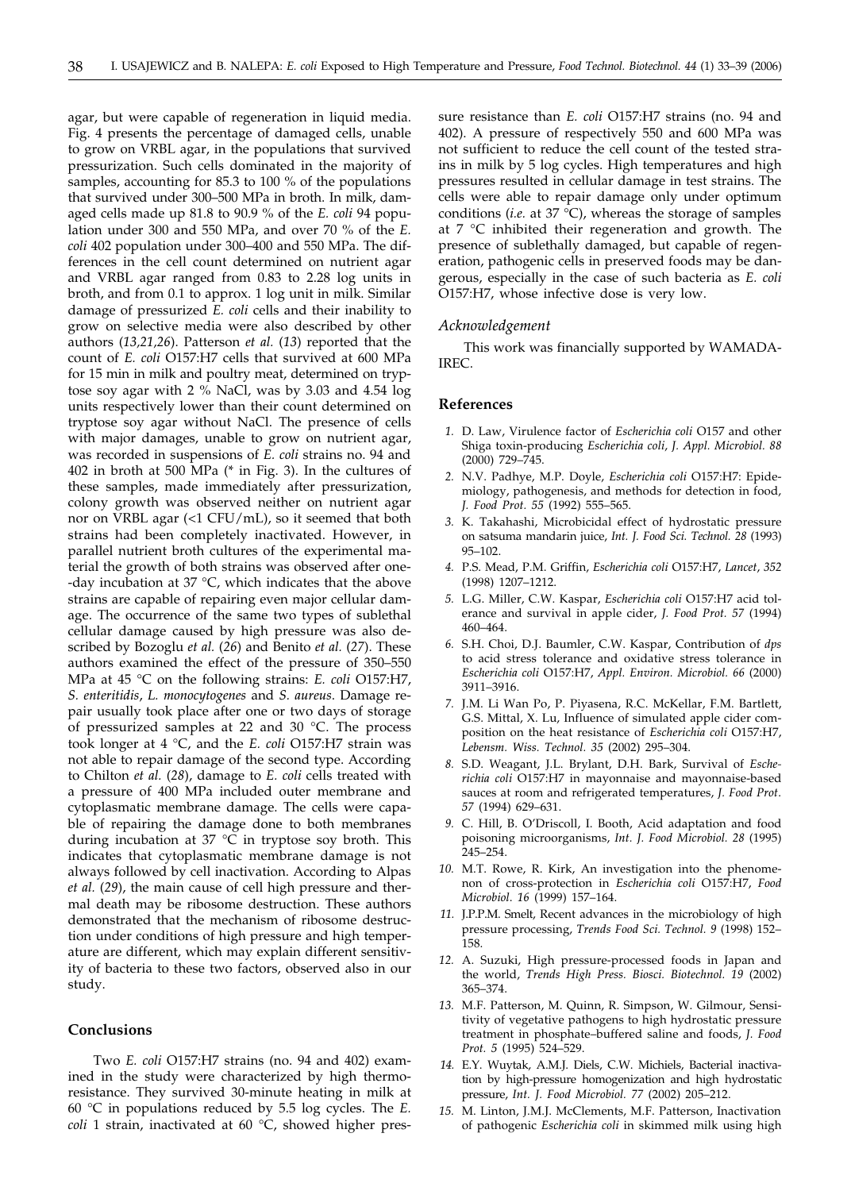agar, but were capable of regeneration in liquid media. Fig. 4 presents the percentage of damaged cells, unable to grow on VRBL agar, in the populations that survived pressurization. Such cells dominated in the majority of samples, accounting for 85.3 to 100 % of the populations that survived under 300–500 MPa in broth. In milk, damaged cells made up 81.8 to 90.9 % of the *E. coli* 94 population under 300 and 550 MPa, and over 70 % of the *E. coli* 402 population under 300–400 and 550 MPa. The differences in the cell count determined on nutrient agar and VRBL agar ranged from 0.83 to 2.28 log units in broth, and from 0.1 to approx. 1 log unit in milk. Similar damage of pressurized *E. coli* cells and their inability to grow on selective media were also described by other authors (*13,21,26*). Patterson *et al.* (*13*) reported that the count of *E. coli* O157:H7 cells that survived at 600 MPa for 15 min in milk and poultry meat, determined on tryptose soy agar with 2 % NaCl, was by 3.03 and 4.54 log units respectively lower than their count determined on tryptose soy agar without NaCl. The presence of cells with major damages, unable to grow on nutrient agar, was recorded in suspensions of *E. coli* strains no. 94 and 402 in broth at 500 MPa (* in Fig. 3). In the cultures of these samples, made immediately after pressurization, colony growth was observed neither on nutrient agar nor on VRBL agar (<1 CFU/mL), so it seemed that both strains had been completely inactivated. However, in parallel nutrient broth cultures of the experimental material the growth of both strains was observed after one-day incubation at 37 °C, which indicates that the above strains are capable of repairing even major cellular damage. The occurrence of the same two types of sublethal cellular damage caused by high pressure was also described by Bozoglu *et al.* (*26*) and Benito *et al.* (*27*). These authors examined the effect of the pressure of 350–550 MPa at 45 °C on the following strains: *E. coli* O157:H7, *S. enteritidis*, *L. monocytogenes* and *S. aureus*. Damage repair usually took place after one or two days of storage of pressurized samples at 22 and 30 °C. The process took longer at 4 °C, and the *E. coli* O157:H7 strain was not able to repair damage of the second type. According to Chilton *et al.* (*28*), damage to *E. coli* cells treated with a pressure of 400 MPa included outer membrane and cytoplasmatic membrane damage. The cells were capable of repairing the damage done to both membranes during incubation at 37 °C in tryptose soy broth. This indicates that cytoplasmatic membrane damage is not always followed by cell inactivation. According to Alpas *et al.* (*29*), the main cause of cell high pressure and thermal death may be ribosome destruction. These authors demonstrated that the mechanism of ribosome destruction under conditions of high pressure and high temperature are different, which may explain different sensitivity of bacteria to these two factors, observed also in our study.

## Conclusions

Two *E. coli* O157:H7 strains (no. 94 and 402) examined in the study were characterized by high thermoresistance. They survived 30-minute heating in milk at 60 °C in populations reduced by 5.5 log cycles. The *E. coli* 1 strain, inactivated at 60 °C, showed higher pressure resistance than *E. coli* O157:H7 strains (no. 94 and 402). A pressure of respectively 550 and 600 MPa was not sufficient to reduce the cell count of the tested strains in milk by 5 log cycles. High temperatures and high pressures resulted in cellular damage in test strains. The cells were able to repair damage only under optimum conditions (*i.e.* at 37 °C), whereas the storage of samples at 7 °C inhibited their regeneration and growth. The presence of sublethally damaged, but capable of regeneration, pathogenic cells in preserved foods may be dangerous, especially in the case of such bacteria as *E. coli* O157:H7, whose infective dose is very low.

### *Acknowledgement*

This work was financially supported by WAMADA-IREC.

## References

1. D. Law, Virulence factor of *Escherichia coli* O157 and other Shiga toxin-producing *Escherichia coli*, *J. Appl. Microbiol. 88* (2000) 729–745.
2. N.V. Padhye, M.P. Doyle, *Escherichia coli* O157:H7: Epidemiology, pathogenesis, and methods for detection in food, *J. Food Prot. 55* (1992) 555–565.
3. K. Takahashi, Microbicidal effect of hydrostatic pressure on satsuma mandarin juice, *Int. J. Food Sci. Technol. 28* (1993) 95–102.
4. P.S. Mead, P.M. Griffin, *Escherichia coli* O157:H7, *Lancet*, *352* (1998) 1207–1212.
5. L.G. Miller, C.W. Kaspar, *Escherichia coli* O157:H7 acid tolerance and survival in apple cider, *J. Food Prot. 57* (1994) 460–464.
6. S.H. Choi, D.J. Baumler, C.W. Kaspar, Contribution of *dps* to acid stress tolerance and oxidative stress tolerance in *Escherichia coli* O157:H7, *Appl. Environ. Microbiol. 66* (2000) 3911–3916.
7. J.M. Li Wan Po, P. Piyasena, R.C. McKellar, F.M. Bartlett, G.S. Mittal, X. Lu, Influence of simulated apple cider composition on the heat resistance of *Escherichia coli* O157:H7, *Lebensm. Wiss. Technol. 35* (2002) 295–304.
8. S.D. Weagant, J.L. Brylant, D.H. Bark, Survival of *Escherichia coli* O157:H7 in mayonnaise and mayonnaise-based sauces at room and refrigerated temperatures, *J. Food Prot*. *57* (1994) 629–631.
9. C. Hill, B. O'Driscoll, I. Booth, Acid adaptation and food poisoning microorganisms, *Int. J. Food Microbiol. 28* (1995) 245–254.
10. M.T. Rowe, R. Kirk, An investigation into the phenomenon of cross-protection in *Escherichia coli* O157:H7, *Food Microbiol. 16* (1999) 157–164.
11. J.P.P.M. Smelt, Recent advances in the microbiology of high pressure processing, *Trends Food Sci. Technol. 9* (1998) 152–158.
12. A. Suzuki, High pressure-processed foods in Japan and the world, *Trends High Press. Biosci. Biotechnol. 19* (2002) 365–374.
13. M.F. Patterson, M. Quinn, R. Simpson, W. Gilmour, Sensitivity of vegetative pathogens to high hydrostatic pressure treatment in phosphate–buffered saline and foods, *J. Food Prot. 5* (1995) 524–529.
14. E.Y. Wuytak, A.M.J. Diels, C.W. Michiels, Bacterial inactivation by high-pressure homogenization and high hydrostatic pressure, *Int. J. Food Microbiol. 77* (2002) 205–212.
15. M. Linton, J.M.J. McClements, M.F. Patterson, Inactivation of pathogenic *Escherichia coli* in skimmed milk using high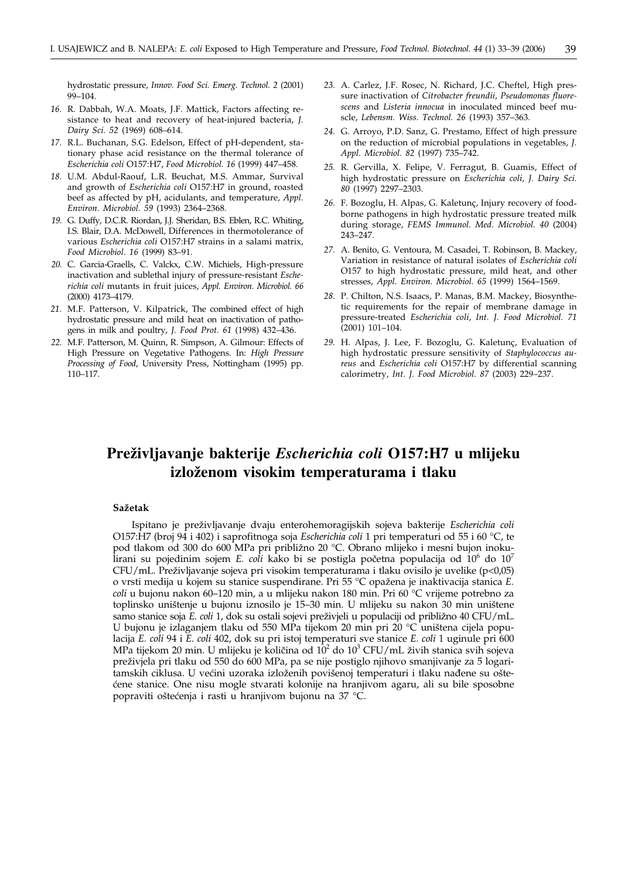hydrostatic pressure, *Innov. Food Sci. Emerg. Technol. 2* (2001) 99–104.

16. R. Dabbah, W.A. Moats, J.F. Mattick, Factors affecting resistance to heat and recovery of heat-injured bacteria, *J. Dairy Sci. 52* (1969) 608–614.
17. R.L. Buchanan, S.G. Edelson, Effect of pH-dependent, stationary phase acid resistance on the thermal tolerance of *Escherichia coli* O157:H7, *Food Microbiol. 16* (1999) 447–458.
18. U.M. Abdul-Raouf, L.R. Beuchat, M.S. Ammar, Survival and growth of *Escherichia coli* O157:H7 in ground, roasted beef as affected by pH, acidulants, and temperature, *Appl. Environ. Microbiol. 59* (1993) 2364–2368.
19. G. Duffy, D.C.R. Riordan, J.J. Sheridan, B.S. Eblen, R.C. Whiting, I.S. Blair, D.A. McDowell, Differences in thermotolerance of various *Escherichia coli* O157:H7 strains in a salami matrix, *Food Microbiol. 16* (1999) 83–91.
20. C. Garcia-Graells, C. Valckx, C.W. Michiels, High-pressure inactivation and sublethal injury of pressure-resistant *Escherichia coli* mutants in fruit juices, *Appl. Environ. Microbiol. 66* (2000) 4173–4179.
21. M.F. Patterson, V. Kilpatrick, The combined effect of high hydrostatic pressure and mild heat on inactivation of pathogens in milk and poultry, *J. Food Prot. 61* (1998) 432–436.
22. M.F. Patterson, M. Quinn, R. Simpson, A. Gilmour: Effects of High Pressure on Vegetative Pathogens. In: *High Pressure Processing of Food*, University Press, Nottingham (1995) pp. 110–117.
23. A. Carlez, J.F. Rosec, N. Richard, J.C. Cheftel, High pressure inactivation of *Citrobacter freundii*, *Pseudomonas fluorescens* and *Listeria innocua* in inoculated minced beef muscle, *Lebensm. Wiss. Technol. 26* (1993) 357–363.
24. G. Arroyo, P.D. Sanz, G. Prestamo, Effect of high pressure on the reduction of microbial populations in vegetables, *J. Appl. Microbiol. 82* (1997) 735–742.
25. R. Gervilla, X. Felipe, V. Ferragut, B. Guamis, Effect of high hydrostatic pressure on *Escherichia coli*, *J. Dairy Sci. 80* (1997) 2297–2303.
26. F. Bozoglu, H. Alpas, G. Kaletunç, Injury recovery of foodborne pathogens in high hydrostatic pressure treated milk during storage, *FEMS Immunol. Med. Microbiol. 40* (2004) 243–247.
27. A. Benito, G. Ventoura, M. Casadei, T. Robinson, B. Mackey, Variation in resistance of natural isolates of *Escherichia coli* O157 to high hydrostatic pressure, mild heat, and other stresses, *Appl. Environ. Microbiol. 65* (1999) 1564–1569.
28. P. Chilton, N.S. Isaacs, P. Manas, B.M. Mackey, Biosynthetic requirements for the repair of membrane damage in pressure-treated *Escherichia coli*, *Int. J. Food Microbiol. 71* (2001) 101–104.
29. H. Alpas, J. Lee, F. Bozoglu, G. Kaletunç, Evaluation of high hydrostatic pressure sensitivity of *Staphylococcus aureus* and *Escherichia coli* O157:H7 by differential scanning calorimetry, *Int. J. Food Microbiol. 87* (2003) 229–237.

# Preživljavanje bakterije *Escherichia coli* O157:H7 u mlijeku izloženom visokim temperaturama i tlaku

### Sažetak

Ispitano je preživljavanje dvaju enterohemoragijskih sojeva bakterije *Escherichia coli* O157:H7 (broj 94 i 402) i saprofitnoga soja *Escherichia coli* 1 pri temperaturi od 55 i 60 °C, te pod tlakom od 300 do 600 MPa pri približno 20 °C. Obrano mlijeko i mesni bujon inokulirani su pojedinim sojem *E. coli* kako bi se postigla početna populacija od $10^6$ do $10^7$ CFU/mL. Preživljavanje sojeva pri visokim temperaturama i tlaku ovisilo je uvelike ($p<0,05$) o vrsti medija u kojem su stanice suspendirane. Pri 55 °C opažena je inaktivacija stanica *E. coli* u bujonu nakon 60–120 min, a u mlijeku nakon 180 min. Pri 60 °C vrijeme potrebno za toplinsko uništenje u bujonu iznosilo je 15–30 min. U mlijeku su nakon 30 min uništene samo stanice soja *E. coli* 1, dok su ostali sojevi preživjeli u populaciji od približno 40 CFU/mL. U bujonu je izlaganjem tlaku od 550 MPa tijekom 20 min pri 20 °C uništena cijela populacija *E. coli* 94 i *E. coli* 402, dok su pri istoj temperaturi sve stanice *E. coli* 1 uginule pri 600 MPa tijekom 20 min. U mlijeku je količina od $10^2$ do $10^3$ CFU/mL živih stanica svih sojeva preživjela pri tlaku od 550 do 600 MPa, pa se nije postiglo njihovo smanjivanje za 5 logaritamskih ciklusa. U većini uzoraka izloženih povišenoj temperaturi i tlaku nađene su oštećene stanice. One nisu mogle stvarati kolonije na hranjivom agaru, ali su bile sposobne popraviti oštećenja i rasti u hranjivom bujonu na 37 °C.